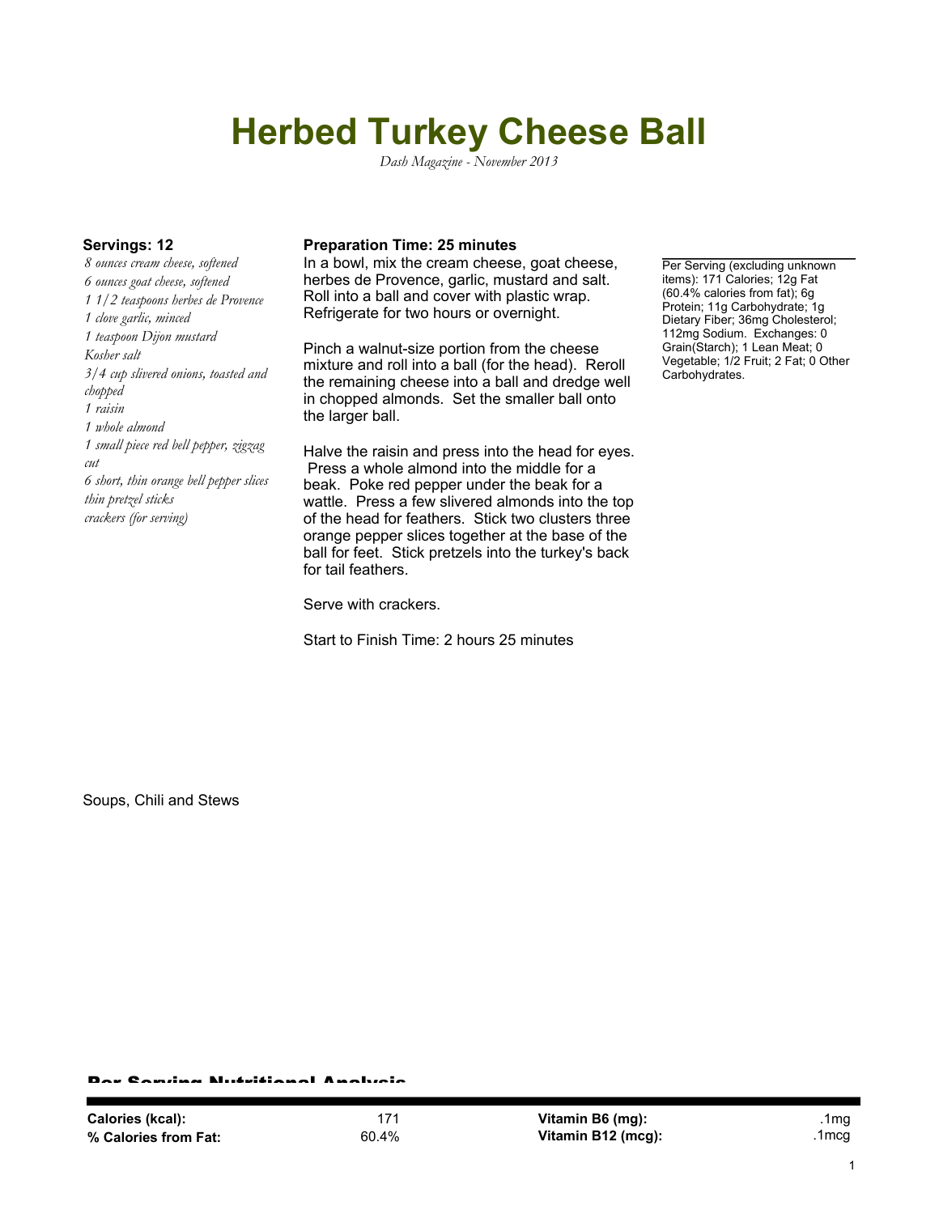# Herbed Turkey Cheese Ball

*Dash Magazine - November 2013*

**Servings: 12**

*8 ounces cream cheese, softened*
*6 ounces goat cheese, softened*
*1 1/2 teaspoons herbes de Provence*
*1 clove garlic, minced*
*1 teaspoon Dijon mustard*
*Kosher salt*
*3/4 cup slivered onions, toasted and chopped*
*1 raisin*
*1 whole almond*
*1 small piece red bell pepper, zigzag cut*
*6 short, thin orange bell pepper slices*
*thin pretzel sticks*
*crackers (for serving)*

**Preparation Time: 25 minutes**

In a bowl, mix the cream cheese, goat cheese, herbes de Provence, garlic, mustard and salt. Roll into a ball and cover with plastic wrap. Refrigerate for two hours or overnight.

Pinch a walnut-size portion from the cheese mixture and roll into a ball (for the head). Reroll the remaining cheese into a ball and dredge well in chopped almonds. Set the smaller ball onto the larger ball.

Halve the raisin and press into the head for eyes. Press a whole almond into the middle for a beak. Poke red pepper under the beak for a wattle. Press a few slivered almonds into the top of the head for feathers. Stick two clusters three orange pepper slices together at the base of the ball for feet. Stick pretzels into the turkey's back for tail feathers.

Serve with crackers.

Start to Finish Time: 2 hours 25 minutes

Per Serving (excluding unknown items): 171 Calories; 12g Fat (60.4% calories from fat); 6g Protein; 11g Carbohydrate; 1g Dietary Fiber; 36mg Cholesterol; 112mg Sodium. Exchanges: 0 Grain(Starch); 1 Lean Meat; 0 Vegetable; 1/2 Fruit; 2 Fat; 0 Other Carbohydrates.

Soups, Chili and Stews

## Per Serving Nutritional Analysis

| | | | |
|---|---|---|---|
| **Calories (kcal):** | 171 | **Vitamin B6 (mg):** | .1mg |
| **% Calories from Fat:** | 60.4% | **Vitamin B12 (mcg):** | .1mcg |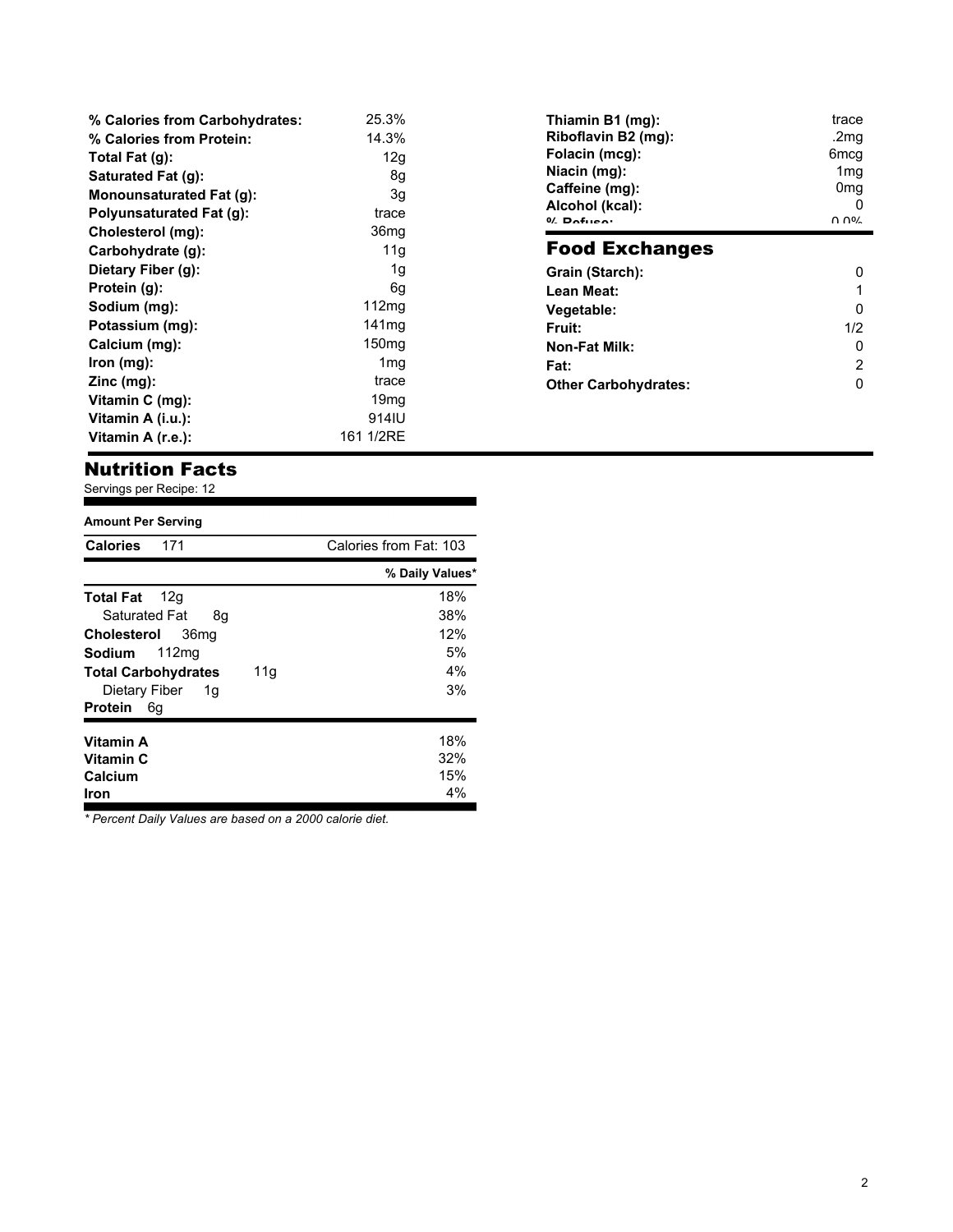| | |
|---|---|
| **% Calories from Carbohydrates:** | 25.3% |
| **% Calories from Protein:** | 14.3% |
| **Total Fat (g):** | 12g |
| **Saturated Fat (g):** | 8g |
| **Monounsaturated Fat (g):** | 3g |
| **Polyunsaturated Fat (g):** | trace |
| **Cholesterol (mg):** | 36mg |
| **Carbohydrate (g):** | 11g |
| **Dietary Fiber (g):** | 1g |
| **Protein (g):** | 6g |
| **Sodium (mg):** | 112mg |
| **Potassium (mg):** | 141mg |
| **Calcium (mg):** | 150mg |
| **Iron (mg):** | 1mg |
| **Zinc (mg):** | trace |
| **Vitamin C (mg):** | 19mg |
| **Vitamin A (i.u.):** | 914IU |
| **Vitamin A (r.e.):** | 161 1/2RE |

| | |
|---|---|
| **Thiamin B1 (mg):** | trace |
| **Riboflavin B2 (mg):** | .2mg |
| **Folacin (mcg):** | 6mcg |
| **Niacin (mg):** | 1mg |
| **Caffeine (mg):** | 0mg |
| **Alcohol (kcal):** | 0 |
| **% Refuse:** | 0.0% |

## Food Exchanges

| | |
|---|---|
| **Grain (Starch):** | 0 |
| **Lean Meat:** | 1 |
| **Vegetable:** | 0 |
| **Fruit:** | 1/2 |
| **Non-Fat Milk:** | 0 |
| **Fat:** | 2 |
| **Other Carbohydrates:** | 0 |

## Nutrition Facts

Servings per Recipe: 12

**Amount Per Serving**

| | |
|---|---|
| **Calories** 171 | Calories from Fat: 103 |
| | **% Daily Values*** |
| **Total Fat** 12g | 18% |
| Saturated Fat 8g | 38% |
| **Cholesterol** 36mg | 12% |
| **Sodium** 112mg | 5% |
| **Total Carbohydrates** 11g | 4% |
| Dietary Fiber 1g | 3% |
| **Protein** 6g | |
| **Vitamin A** | 18% |
| **Vitamin C** | 32% |
| **Calcium** | 15% |
| **Iron** | 4% |

*\* Percent Daily Values are based on a 2000 calorie diet.*